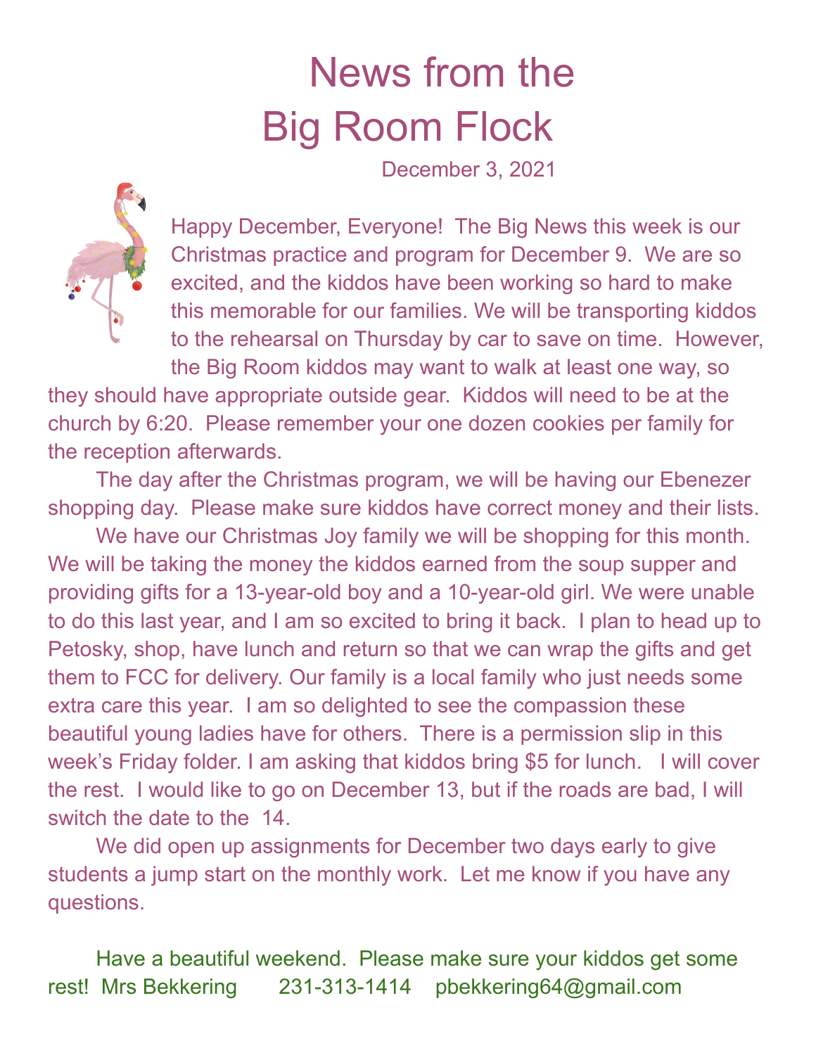# News from the Big Room Flock

December 3, 2021

Happy December, Everyone! The Big News this week is our Christmas practice and program for December 9. We are so excited, and the kiddos have been working so hard to make this memorable for our families. We will be transporting kiddos to the rehearsal on Thursday by car to save on time. However, the Big Room kiddos may want to walk at least one way, so they should have appropriate outside gear. Kiddos will need to be at the church by 6:20. Please remember your one dozen cookies per family for the reception afterwards.

The day after the Christmas program, we will be having our Ebenezer shopping day. Please make sure kiddos have correct money and their lists.

We have our Christmas Joy family we will be shopping for this month. We will be taking the money the kiddos earned from the soup supper and providing gifts for a 13-year-old boy and a 10-year-old girl. We were unable to do this last year, and I am so excited to bring it back. I plan to head up to Petosky, shop, have lunch and return so that we can wrap the gifts and get them to FCC for delivery. Our family is a local family who just needs some extra care this year. I am so delighted to see the compassion these beautiful young ladies have for others. There is a permission slip in this week's Friday folder. I am asking that kiddos bring $5 for lunch. I will cover the rest. I would like to go on December 13, but if the roads are bad, I will switch the date to the 14.

We did open up assignments for December two days early to give students a jump start on the monthly work. Let me know if you have any questions.

Have a beautiful weekend. Please make sure your kiddos get some rest! Mrs Bekkering 231-313-1414 pbekkering64@gmail.com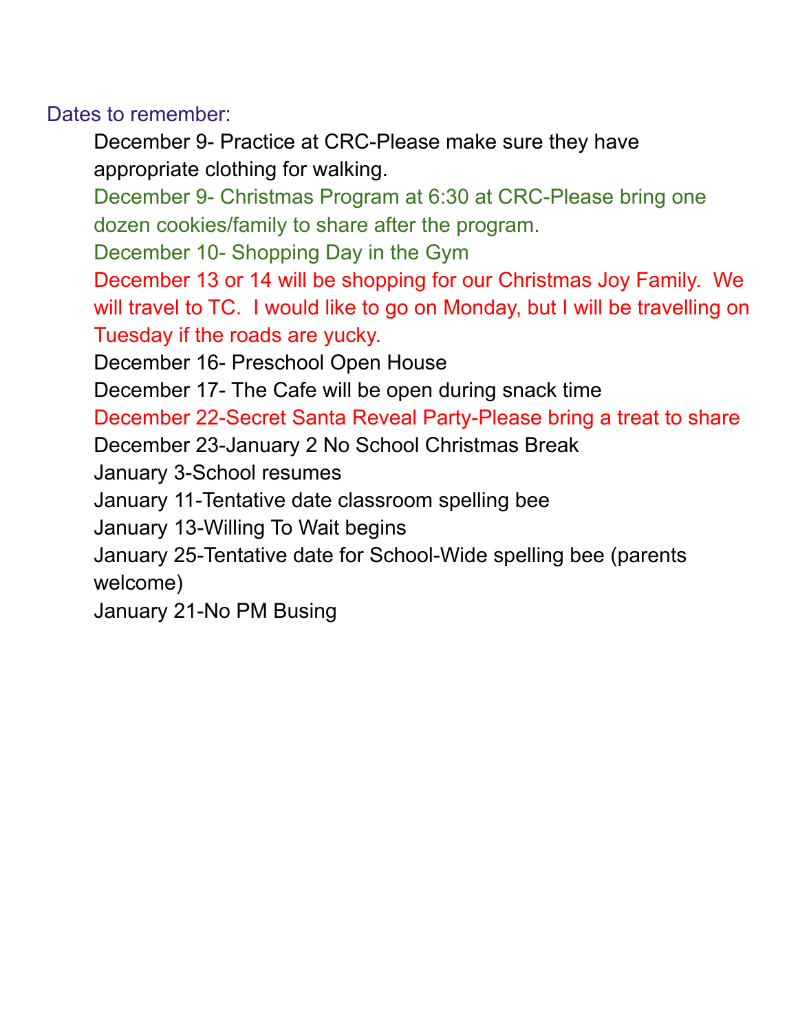Dates to remember:

- December 9- Practice at CRC-Please make sure they have appropriate clothing for walking.
- December 9- Christmas Program at 6:30 at CRC-Please bring one dozen cookies/family to share after the program.
- December 10- Shopping Day in the Gym
- December 13 or 14 will be shopping for our Christmas Joy Family. We will travel to TC. I would like to go on Monday, but I will be travelling on Tuesday if the roads are yucky.
- December 16- Preschool Open House
- December 17- The Cafe will be open during snack time
- December 22-Secret Santa Reveal Party-Please bring a treat to share
- December 23-January 2 No School Christmas Break
- January 3-School resumes
- January 11-Tentative date classroom spelling bee
- January 13-Willing To Wait begins
- January 25-Tentative date for School-Wide spelling bee (parents welcome)
- January 21-No PM Busing